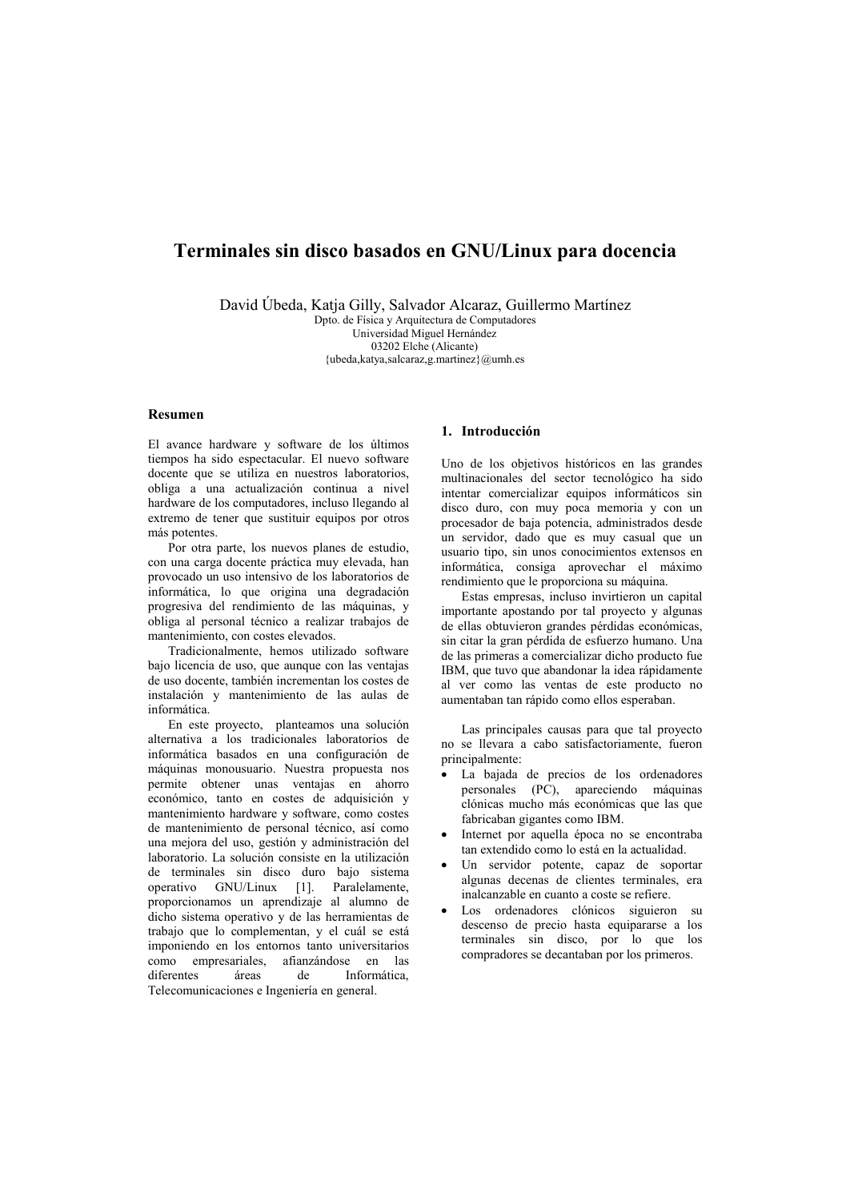# Terminales sin disco basados en GNU/Linux para docencia

David Úbeda, Katja Gilly, Salvador Alcaraz, Guillermo Martínez
Dpto. de Física y Arquitectura de Computadores
Universidad Miguel Hernández
03202 Elche (Alicante)
{ubeda,katya,salcaraz,g.martinez}@umh.es

## Resumen

El avance hardware y software de los últimos tiempos ha sido espectacular. El nuevo software docente que se utiliza en nuestros laboratorios, obliga a una actualización continua a nivel hardware de los computadores, incluso llegando al extremo de tener que sustituir equipos por otros más potentes.

Por otra parte, los nuevos planes de estudio, con una carga docente práctica muy elevada, han provocado un uso intensivo de los laboratorios de informática, lo que origina una degradación progresiva del rendimiento de las máquinas, y obliga al personal técnico a realizar trabajos de mantenimiento, con costes elevados.

Tradicionalmente, hemos utilizado software bajo licencia de uso, que aunque con las ventajas de uso docente, también incrementan los costes de instalación y mantenimiento de las aulas de informática.

En este proyecto, planteamos una solución alternativa a los tradicionales laboratorios de informática basados en una configuración de máquinas monousuario. Nuestra propuesta nos permite obtener unas ventajas en ahorro económico, tanto en costes de adquisición y mantenimiento hardware y software, como costes de mantenimiento de personal técnico, así como una mejora del uso, gestión y administración del laboratorio. La solución consiste en la utilización de terminales sin disco duro bajo sistema operativo GNU/Linux [1]. Paralelamente, proporcionamos un aprendizaje al alumno de dicho sistema operativo y de las herramientas de trabajo que lo complementan, y el cuál se está imponiendo en los entornos tanto universitarios como empresariales, afianzándose en las diferentes áreas de Informática, Telecomunicaciones e Ingeniería en general.

## 1. Introducción

Uno de los objetivos históricos en las grandes multinacionales del sector tecnológico ha sido intentar comercializar equipos informáticos sin disco duro, con muy poca memoria y con un procesador de baja potencia, administrados desde un servidor, dado que es muy casual que un usuario tipo, sin unos conocimientos extensos en informática, consiga aprovechar el máximo rendimiento que le proporciona su máquina.

Estas empresas, incluso invirtieron un capital importante apostando por tal proyecto y algunas de ellas obtuvieron grandes pérdidas económicas, sin citar la gran pérdida de esfuerzo humano. Una de las primeras a comercializar dicho producto fue IBM, que tuvo que abandonar la idea rápidamente al ver como las ventas de este producto no aumentaban tan rápido como ellos esperaban.

Las principales causas para que tal proyecto no se llevara a cabo satisfactoriamente, fueron principalmente:

- La bajada de precios de los ordenadores personales (PC), apareciendo máquinas clónicas mucho más económicas que las que fabricaban gigantes como IBM.
- Internet por aquella época no se encontraba tan extendido como lo está en la actualidad.
- Un servidor potente, capaz de soportar algunas decenas de clientes terminales, era inalcanzable en cuanto a coste se refiere.
- Los ordenadores clónicos siguieron su descenso de precio hasta equipararse a los terminales sin disco, por lo que los compradores se decantaban por los primeros.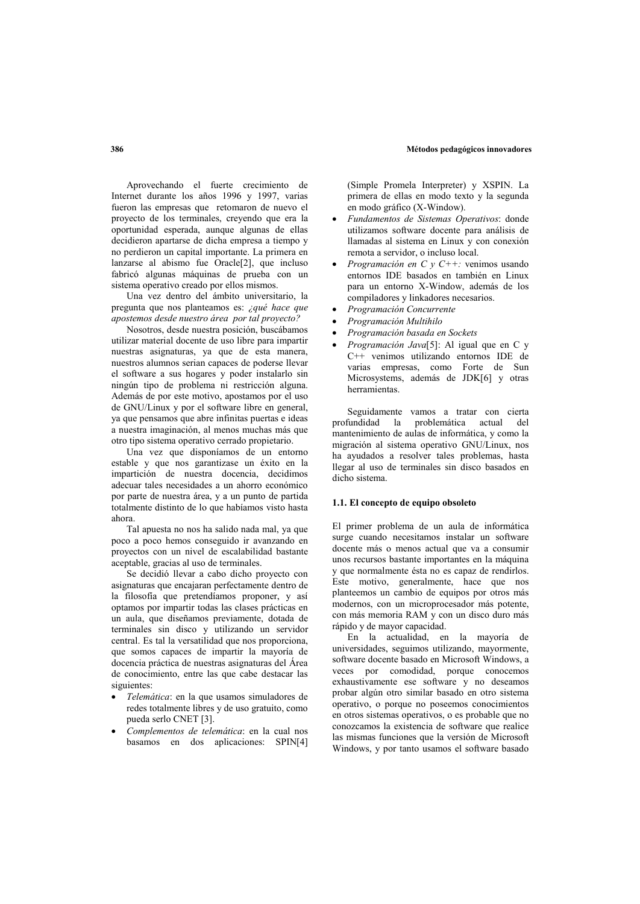Aprovechando el fuerte crecimiento de Internet durante los años 1996 y 1997, varias fueron las empresas que retomaron de nuevo el proyecto de los terminales, creyendo que era la oportunidad esperada, aunque algunas de ellas decidieron apartarse de dicha empresa a tiempo y no perdieron un capital importante. La primera en lanzarse al abismo fue Oracle[2], que incluso fabricó algunas máquinas de prueba con un sistema operativo creado por ellos mismos.

Una vez dentro del ámbito universitario, la pregunta que nos planteamos es: *¿qué hace que apostemos desde nuestro área por tal proyecto?*

Nosotros, desde nuestra posición, buscábamos utilizar material docente de uso libre para impartir nuestras asignaturas, ya que de esta manera, nuestros alumnos serian capaces de poderse llevar el software a sus hogares y poder instalarlo sin ningún tipo de problema ni restricción alguna. Además de por este motivo, apostamos por el uso de GNU/Linux y por el software libre en general, ya que pensamos que abre infinitas puertas e ideas a nuestra imaginación, al menos muchas más que otro tipo sistema operativo cerrado propietario.

Una vez que disponíamos de un entorno estable y que nos garantizase un éxito en la impartición de nuestra docencia, decidimos adecuar tales necesidades a un ahorro económico por parte de nuestra área, y a un punto de partida totalmente distinto de lo que habíamos visto hasta ahora.

Tal apuesta no nos ha salido nada mal, ya que poco a poco hemos conseguido ir avanzando en proyectos con un nivel de escalabilidad bastante aceptable, gracias al uso de terminales.

Se decidió llevar a cabo dicho proyecto con asignaturas que encajaran perfectamente dentro de la filosofía que pretendíamos proponer, y así optamos por impartir todas las clases prácticas en un aula, que diseñamos previamente, dotada de terminales sin disco y utilizando un servidor central. Es tal la versatilidad que nos proporciona, que somos capaces de impartir la mayoría de docencia práctica de nuestras asignaturas del Área de conocimiento, entre las que cabe destacar las siguientes:

- *Telemática*: en la que usamos simuladores de redes totalmente libres y de uso gratuito, como pueda serlo CNET [3].
- *Complementos de telemática*: en la cual nos basamos en dos aplicaciones: SPIN[4] (Simple Promela Interpreter) y XSPIN. La primera de ellas en modo texto y la segunda en modo gráfico (X-Window).
- *Fundamentos de Sistemas Operativos*: donde utilizamos software docente para análisis de llamadas al sistema en Linux y con conexión remota a servidor, o incluso local.
- *Programación en C y C++:* venimos usando entornos IDE basados en también en Linux para un entorno X-Window, además de los compiladores y linkadores necesarios.
- *Programación Concurrente*
- *Programación Multihilo*
- *Programación basada en Sockets*
- *Programación Java*[5]: Al igual que en C y C++ venimos utilizando entornos IDE de varias empresas, como Forte de Sun Microsystems, además de JDK[6] y otras herramientas.

Seguidamente vamos a tratar con cierta profundidad la problemática actual del mantenimiento de aulas de informática, y como la migración al sistema operativo GNU/Linux, nos ha ayudados a resolver tales problemas, hasta llegar al uso de terminales sin disco basados en dicho sistema.

### 1.1. El concepto de equipo obsoleto

El primer problema de un aula de informática surge cuando necesitamos instalar un software docente más o menos actual que va a consumir unos recursos bastante importantes en la máquina y que normalmente ésta no es capaz de rendirlos. Este motivo, generalmente, hace que nos planteemos un cambio de equipos por otros más modernos, con un microprocesador más potente, con más memoria RAM y con un disco duro más rápido y de mayor capacidad.

En la actualidad, en la mayoría de universidades, seguimos utilizando, mayormente, software docente basado en Microsoft Windows, a veces por comodidad, porque conocemos exhaustivamente ese software y no deseamos probar algún otro similar basado en otro sistema operativo, o porque no poseemos conocimientos en otros sistemas operativos, o es probable que no conozcamos la existencia de software que realice las mismas funciones que la versión de Microsoft Windows, y por tanto usamos el software basado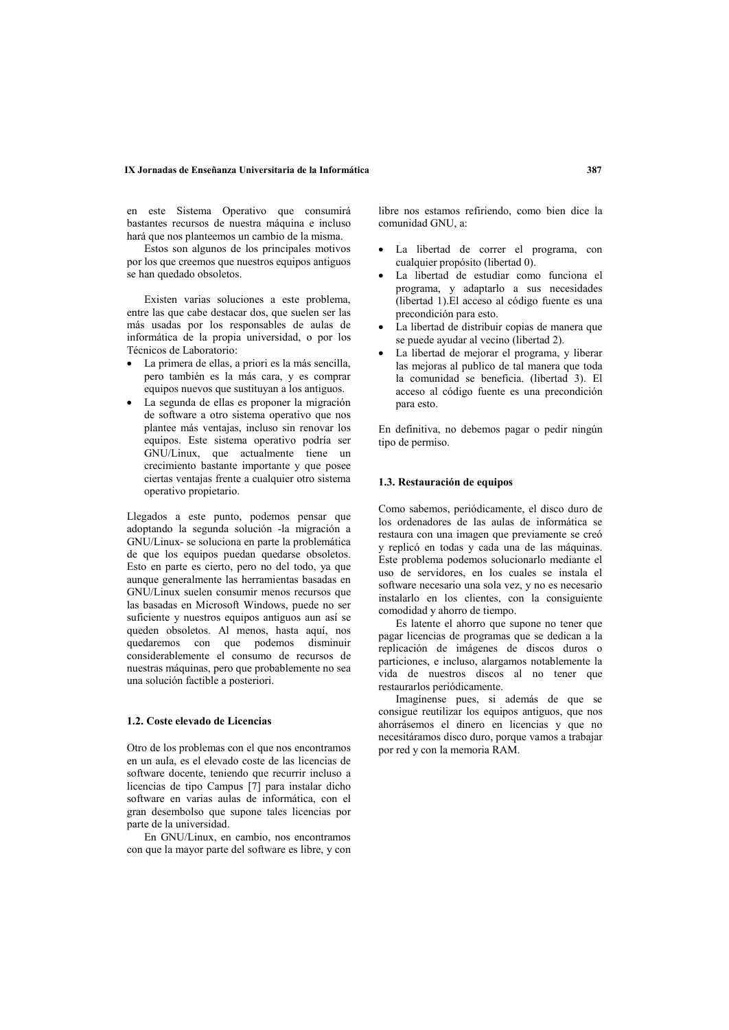en este Sistema Operativo que consumirá bastantes recursos de nuestra máquina e incluso hará que nos planteemos un cambio de la misma.

Estos son algunos de los principales motivos por los que creemos que nuestros equipos antiguos se han quedado obsoletos.

Existen varias soluciones a este problema, entre las que cabe destacar dos, que suelen ser las más usadas por los responsables de aulas de informática de la propia universidad, o por los Técnicos de Laboratorio:

- La primera de ellas, a priori es la más sencilla, pero también es la más cara, y es comprar equipos nuevos que sustituyan a los antiguos.
- La segunda de ellas es proponer la migración de software a otro sistema operativo que nos plantee más ventajas, incluso sin renovar los equipos. Este sistema operativo podría ser GNU/Linux, que actualmente tiene un crecimiento bastante importante y que posee ciertas ventajas frente a cualquier otro sistema operativo propietario.

Llegados a este punto, podemos pensar que adoptando la segunda solución -la migración a GNU/Linux- se soluciona en parte la problemática de que los equipos puedan quedarse obsoletos. Esto en parte es cierto, pero no del todo, ya que aunque generalmente las herramientas basadas en GNU/Linux suelen consumir menos recursos que las basadas en Microsoft Windows, puede no ser suficiente y nuestros equipos antiguos aun así se queden obsoletos. Al menos, hasta aquí, nos quedaremos con que podemos disminuir considerablemente el consumo de recursos de nuestras máquinas, pero que probablemente no sea una solución factible a posteriori.

### 1.2. Coste elevado de Licencias

Otro de los problemas con el que nos encontramos en un aula, es el elevado coste de las licencias de software docente, teniendo que recurrir incluso a licencias de tipo Campus [7] para instalar dicho software en varias aulas de informática, con el gran desembolso que supone tales licencias por parte de la universidad.

En GNU/Linux, en cambio, nos encontramos con que la mayor parte del software es libre, y con libre nos estamos refiriendo, como bien dice la comunidad GNU, a:

- La libertad de correr el programa, con cualquier propósito (libertad 0).
- La libertad de estudiar como funciona el programa, y adaptarlo a sus necesidades (libertad 1).El acceso al código fuente es una precondición para esto.
- La libertad de distribuir copias de manera que se puede ayudar al vecino (libertad 2).
- La libertad de mejorar el programa, y liberar las mejoras al publico de tal manera que toda la comunidad se beneficia. (libertad 3). El acceso al código fuente es una precondición para esto.

En definitiva, no debemos pagar o pedir ningún tipo de permiso.

### 1.3. Restauración de equipos

Como sabemos, periódicamente, el disco duro de los ordenadores de las aulas de informática se restaura con una imagen que previamente se creó y replicó en todas y cada una de las máquinas. Este problema podemos solucionarlo mediante el uso de servidores, en los cuales se instala el software necesario una sola vez, y no es necesario instalarlo en los clientes, con la consiguiente comodidad y ahorro de tiempo.

Es latente el ahorro que supone no tener que pagar licencias de programas que se dedican a la replicación de imágenes de discos duros o particiones, e incluso, alargamos notablemente la vida de nuestros discos al no tener que restaurarlos periódicamente.

Imagínense pues, si además de que se consigue reutilizar los equipos antiguos, que nos ahorrásemos el dinero en licencias y que no necesitáramos disco duro, porque vamos a trabajar por red y con la memoria RAM.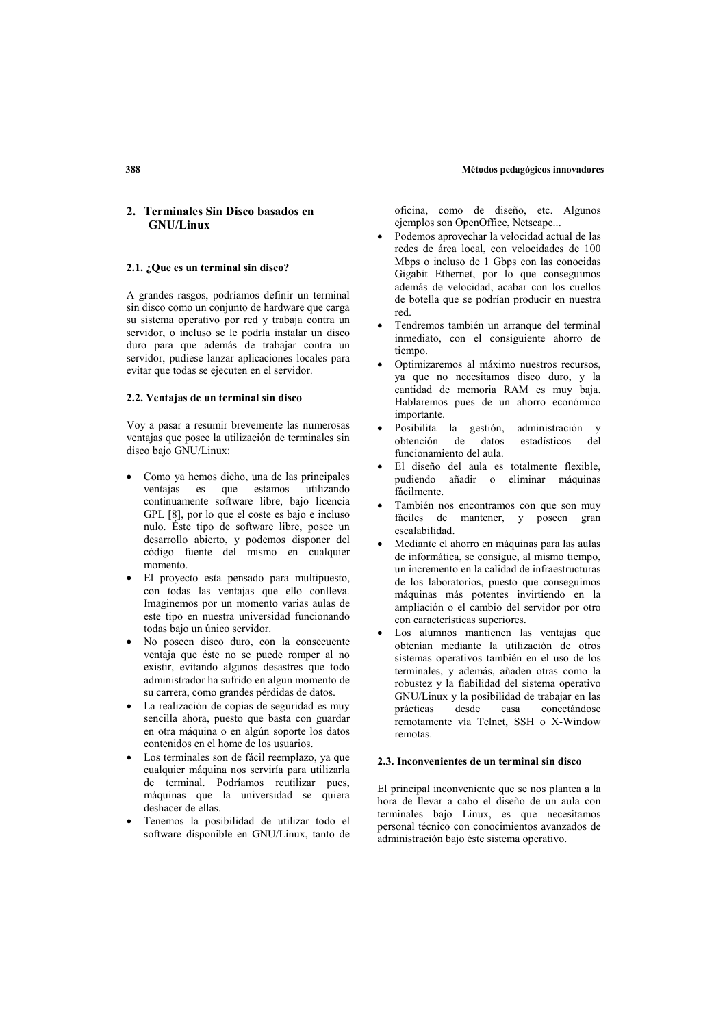## 2. Terminales Sin Disco basados en GNU/Linux

### 2.1. ¿Que es un terminal sin disco?

A grandes rasgos, podríamos definir un terminal sin disco como un conjunto de hardware que carga su sistema operativo por red y trabaja contra un servidor, o incluso se le podría instalar un disco duro para que además de trabajar contra un servidor, pudiese lanzar aplicaciones locales para evitar que todas se ejecuten en el servidor.

### 2.2. Ventajas de un terminal sin disco

Voy a pasar a resumir brevemente las numerosas ventajas que posee la utilización de terminales sin disco bajo GNU/Linux:

- Como ya hemos dicho, una de las principales ventajas es que estamos utilizando continuamente software libre, bajo licencia GPL [8], por lo que el coste es bajo e incluso nulo. Éste tipo de software libre, posee un desarrollo abierto, y podemos disponer del código fuente del mismo en cualquier momento.
- El proyecto esta pensado para multipuesto, con todas las ventajas que ello conlleva. Imaginemos por un momento varias aulas de este tipo en nuestra universidad funcionando todas bajo un único servidor.
- No poseen disco duro, con la consecuente ventaja que éste no se puede romper al no existir, evitando algunos desastres que todo administrador ha sufrido en algun momento de su carrera, como grandes pérdidas de datos.
- La realización de copias de seguridad es muy sencilla ahora, puesto que basta con guardar en otra máquina o en algún soporte los datos contenidos en el home de los usuarios.
- Los terminales son de fácil reemplazo, ya que cualquier máquina nos serviría para utilizarla de terminal. Podríamos reutilizar pues, máquinas que la universidad se quiera deshacer de ellas.
- Tenemos la posibilidad de utilizar todo el software disponible en GNU/Linux, tanto de oficina, como de diseño, etc. Algunos ejemplos son OpenOffice, Netscape...
- Podemos aprovechar la velocidad actual de las redes de área local, con velocidades de 100 Mbps o incluso de 1 Gbps con las conocidas Gigabit Ethernet, por lo que conseguimos además de velocidad, acabar con los cuellos de botella que se podrían producir en nuestra red.
- Tendremos también un arranque del terminal inmediato, con el consiguiente ahorro de tiempo.
- Optimizaremos al máximo nuestros recursos, ya que no necesitamos disco duro, y la cantidad de memoria RAM es muy baja. Hablaremos pues de un ahorro económico importante.
- Posibilita la gestión, administración y obtención de datos estadísticos del funcionamiento del aula.
- El diseño del aula es totalmente flexible, pudiendo añadir o eliminar máquinas fácilmente.
- También nos encontramos con que son muy fáciles de mantener, y poseen gran escalabilidad.
- Mediante el ahorro en máquinas para las aulas de informática, se consigue, al mismo tiempo, un incremento en la calidad de infraestructuras de los laboratorios, puesto que conseguimos máquinas más potentes invirtiendo en la ampliación o el cambio del servidor por otro con características superiores.
- Los alumnos mantienen las ventajas que obtenían mediante la utilización de otros sistemas operativos también en el uso de los terminales, y además, añaden otras como la robustez y la fiabilidad del sistema operativo GNU/Linux y la posibilidad de trabajar en las prácticas desde casa conectándose remotamente vía Telnet, SSH o X-Window remotas.

### 2.3. Inconvenientes de un terminal sin disco

El principal inconveniente que se nos plantea a la hora de llevar a cabo el diseño de un aula con terminales bajo Linux, es que necesitamos personal técnico con conocimientos avanzados de administración bajo éste sistema operativo.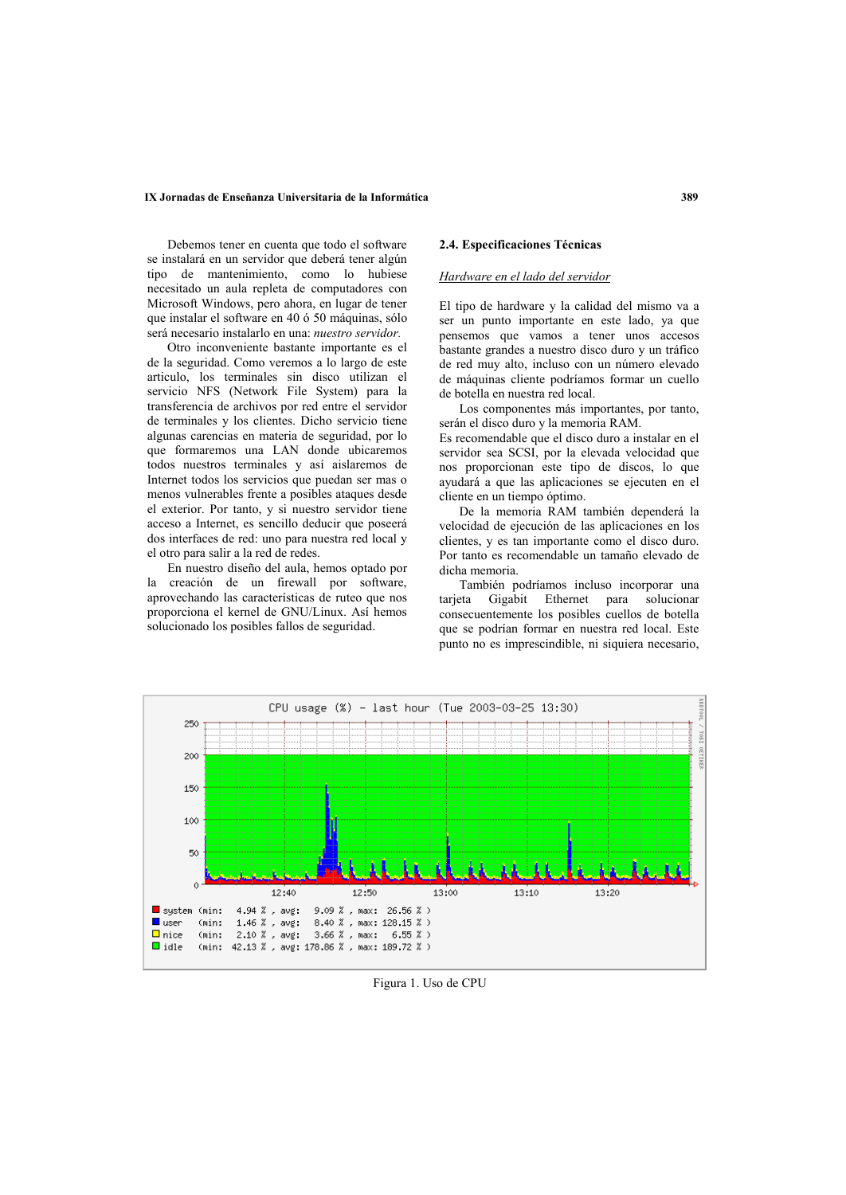Debemos tener en cuenta que todo el software se instalará en un servidor que deberá tener algún tipo de mantenimiento, como lo hubiese necesitado un aula repleta de computadores con Microsoft Windows, pero ahora, en lugar de tener que instalar el software en 40 ó 50 máquinas, sólo será necesario instalarlo en una: *nuestro servidor.*

Otro inconveniente bastante importante es el de la seguridad. Como veremos a lo largo de este articulo, los terminales sin disco utilizan el servicio NFS (Network File System) para la transferencia de archivos por red entre el servidor de terminales y los clientes. Dicho servicio tiene algunas carencias en materia de seguridad, por lo que formaremos una LAN donde ubicaremos todos nuestros terminales y así aislaremos de Internet todos los servicios que puedan ser mas o menos vulnerables frente a posibles ataques desde el exterior. Por tanto, y si nuestro servidor tiene acceso a Internet, es sencillo deducir que poseerá dos interfaces de red: uno para nuestra red local y el otro para salir a la red de redes.

En nuestro diseño del aula, hemos optado por la creación de un firewall por software, aprovechando las características de ruteo que nos proporciona el kernel de GNU/Linux. Así hemos solucionado los posibles fallos de seguridad.

### 2.4. Especificaciones Técnicas

*Hardware en el lado del servidor*

El tipo de hardware y la calidad del mismo va a ser un punto importante en este lado, ya que pensemos que vamos a tener unos accesos bastante grandes a nuestro disco duro y un tráfico de red muy alto, incluso con un número elevado de máquinas cliente podríamos formar un cuello de botella en nuestra red local.

Los componentes más importantes, por tanto, serán el disco duro y la memoria RAM.

Es recomendable que el disco duro a instalar en el servidor sea SCSI, por la elevada velocidad que nos proporcionan este tipo de discos, lo que ayudará a que las aplicaciones se ejecuten en el cliente en un tiempo óptimo.

De la memoria RAM también dependerá la velocidad de ejecución de las aplicaciones en los clientes, y es tan importante como el disco duro. Por tanto es recomendable un tamaño elevado de dicha memoria.

También podríamos incluso incorporar una tarjeta Gigabit Ethernet para solucionar consecuentemente los posibles cuellos de botella que se podrían formar en nuestra red local. Este punto no es imprescindible, ni siquiera necesario,

Figura 1. Uso de CPU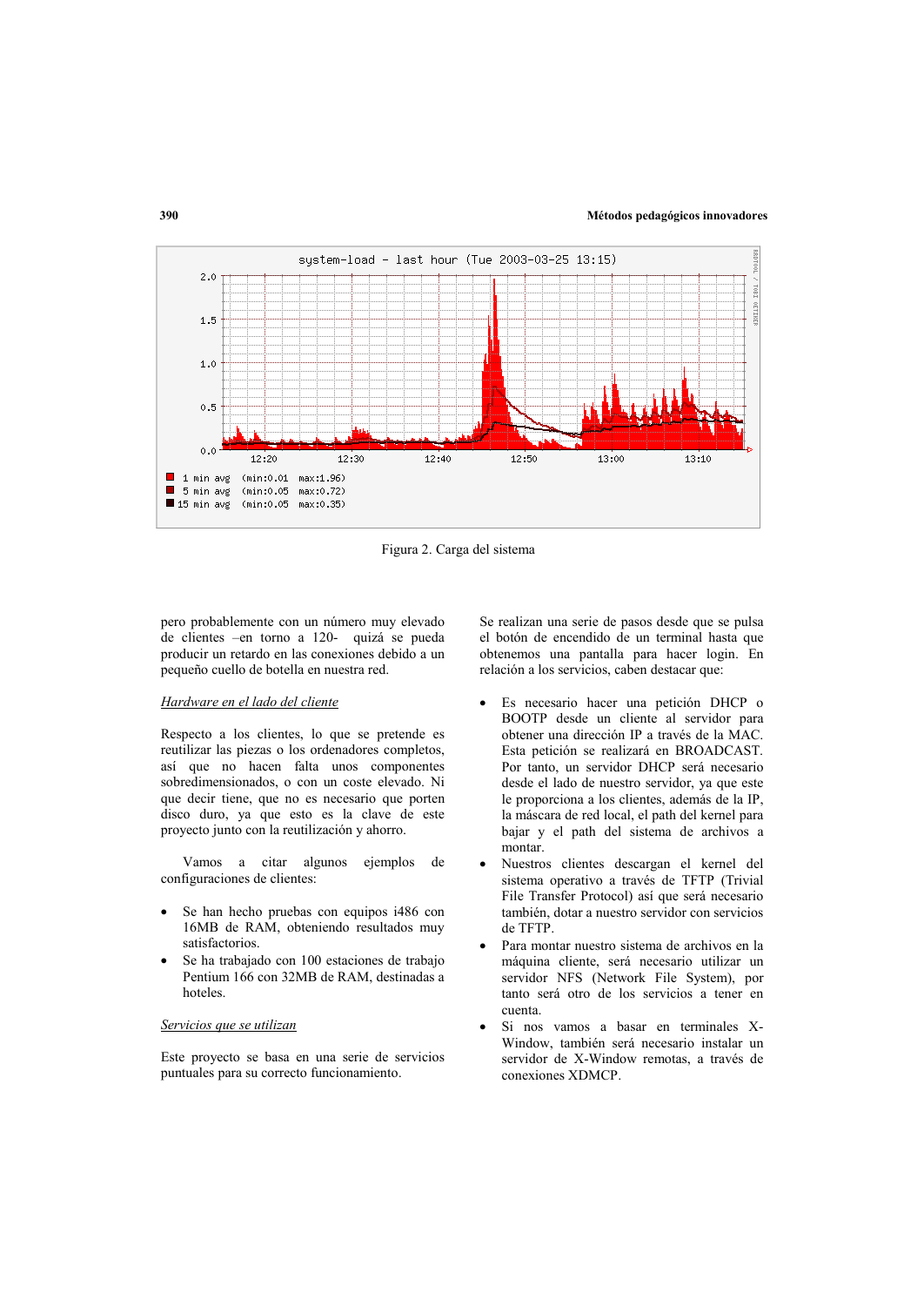Figura 2. Carga del sistema

pero probablemente con un número muy elevado de clientes –en torno a 120- quizá se pueda producir un retardo en las conexiones debido a un pequeño cuello de botella en nuestra red.

*Hardware en el lado del cliente*

Respecto a los clientes, lo que se pretende es reutilizar las piezas o los ordenadores completos, así que no hacen falta unos componentes sobredimensionados, o con un coste elevado. Ni que decir tiene, que no es necesario que porten disco duro, ya que esto es la clave de este proyecto junto con la reutilización y ahorro.

Vamos a citar algunos ejemplos de configuraciones de clientes:

- Se han hecho pruebas con equipos i486 con 16MB de RAM, obteniendo resultados muy satisfactorios.
- Se ha trabajado con 100 estaciones de trabajo Pentium 166 con 32MB de RAM, destinadas a hoteles.

*Servicios que se utilizan*

Este proyecto se basa en una serie de servicios puntuales para su correcto funcionamiento.

Se realizan una serie de pasos desde que se pulsa el botón de encendido de un terminal hasta que obtenemos una pantalla para hacer login. En relación a los servicios, caben destacar que:

- Es necesario hacer una petición DHCP o BOOTP desde un cliente al servidor para obtener una dirección IP a través de la MAC. Esta petición se realizará en BROADCAST. Por tanto, un servidor DHCP será necesario desde el lado de nuestro servidor, ya que este le proporciona a los clientes, además de la IP, la máscara de red local, el path del kernel para bajar y el path del sistema de archivos a montar.
- Nuestros clientes descargan el kernel del sistema operativo a través de TFTP (Trivial File Transfer Protocol) así que será necesario también, dotar a nuestro servidor con servicios de TFTP.
- Para montar nuestro sistema de archivos en la máquina cliente, será necesario utilizar un servidor NFS (Network File System), por tanto será otro de los servicios a tener en cuenta.
- Si nos vamos a basar en terminales X-Window, también será necesario instalar un servidor de X-Window remotas, a través de conexiones XDMCP.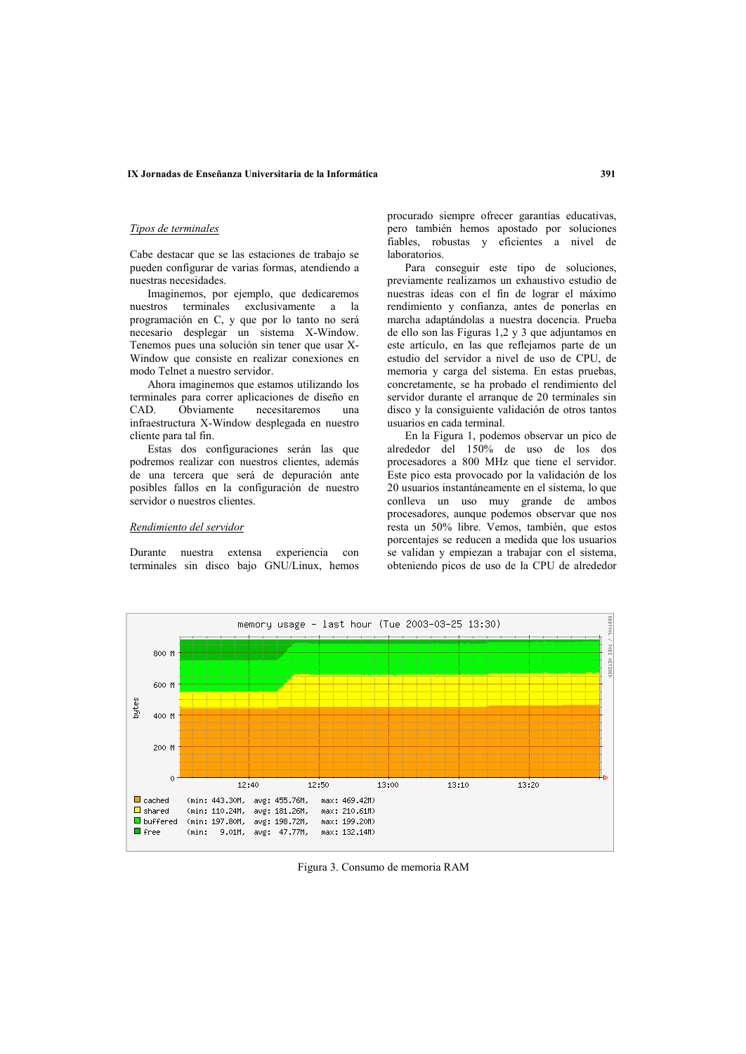*Tipos de terminales*

Cabe destacar que se las estaciones de trabajo se pueden configurar de varias formas, atendiendo a nuestras necesidades.

Imaginemos, por ejemplo, que dedicaremos nuestros terminales exclusivamente a la programación en C, y que por lo tanto no será necesario desplegar un sistema X-Window. Tenemos pues una solución sin tener que usar X-Window que consiste en realizar conexiones en modo Telnet a nuestro servidor.

Ahora imaginemos que estamos utilizando los terminales para correr aplicaciones de diseño en CAD. Obviamente necesitaremos una infraestructura X-Window desplegada en nuestro cliente para tal fin.

Estas dos configuraciones serán las que podremos realizar con nuestros clientes, además de una tercera que será de depuración ante posibles fallos en la configuración de nuestro servidor o nuestros clientes.

*Rendimiento del servidor*

Durante nuestra extensa experiencia con terminales sin disco bajo GNU/Linux, hemos procurado siempre ofrecer garantías educativas, pero también hemos apostado por soluciones fiables, robustas y eficientes a nivel de laboratorios.

Para conseguir este tipo de soluciones, previamente realizamos un exhaustivo estudio de nuestras ideas con el fin de lograr el máximo rendimiento y confianza, antes de ponerlas en marcha adaptándolas a nuestra docencia. Prueba de ello son las Figuras 1,2 y 3 que adjuntamos en este artículo, en las que reflejamos parte de un estudio del servidor a nivel de uso de CPU, de memoria y carga del sistema. En estas pruebas, concretamente, se ha probado el rendimiento del servidor durante el arranque de 20 terminales sin disco y la consiguiente validación de otros tantos usuarios en cada terminal.

En la Figura 1, podemos observar un pico de alrededor del 150% de uso de los dos procesadores a 800 MHz que tiene el servidor. Este pico esta provocado por la validación de los 20 usuarios instantáneamente en el sistema, lo que conlleva un uso muy grande de ambos procesadores, aunque podemos observar que nos resta un 50% libre. Vemos, también, que estos porcentajes se reducen a medida que los usuarios se validan y empiezan a trabajar con el sistema, obteniendo picos de uso de la CPU de alrededor

Figura 3. Consumo de memoria RAM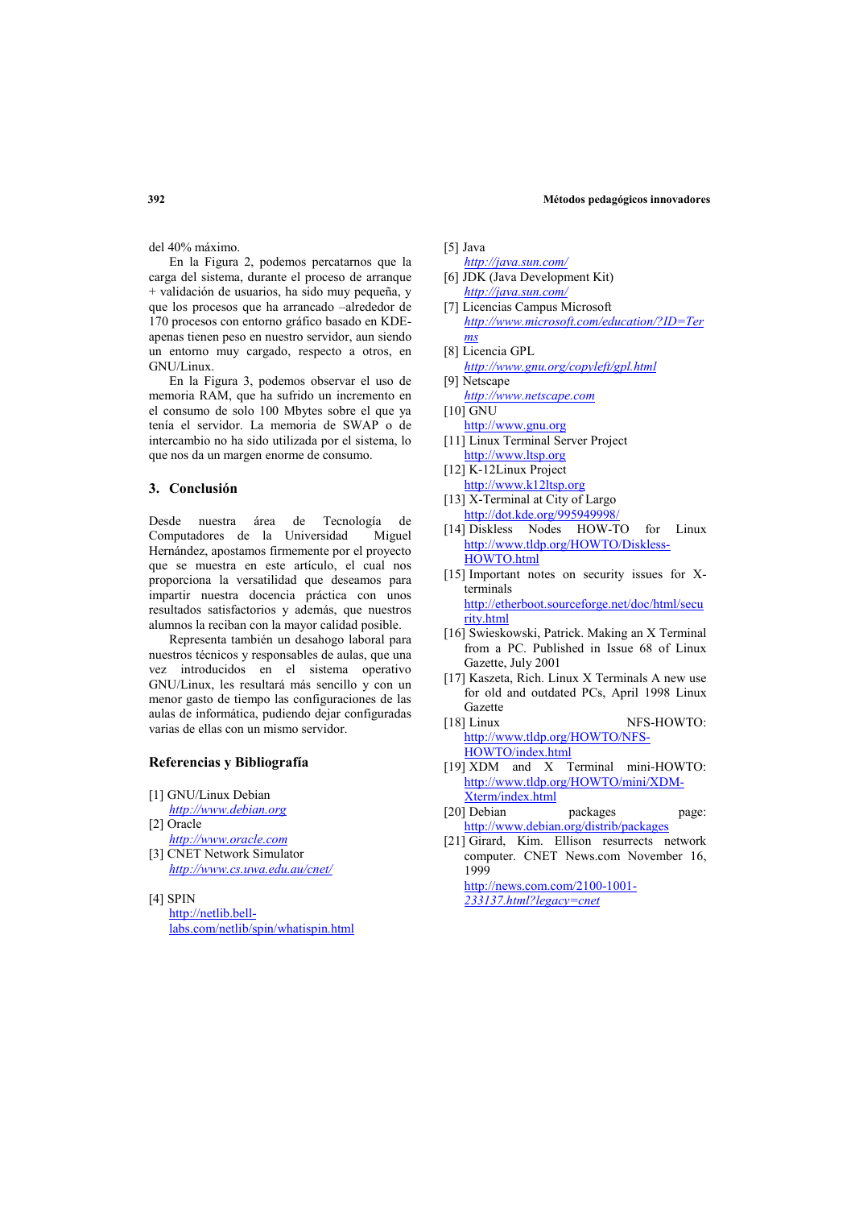del 40% máximo.

En la Figura 2, podemos percatarnos que la carga del sistema, durante el proceso de arranque + validación de usuarios, ha sido muy pequeña, y que los procesos que ha arrancado –alrededor de 170 procesos con entorno gráfico basado en KDE- apenas tienen peso en nuestro servidor, aun siendo un entorno muy cargado, respecto a otros, en GNU/Linux.

En la Figura 3, podemos observar el uso de memoria RAM, que ha sufrido un incremento en el consumo de solo 100 Mbytes sobre el que ya tenía el servidor. La memoria de SWAP o de intercambio no ha sido utilizada por el sistema, lo que nos da un margen enorme de consumo.

## 3. Conclusión

Desde nuestra área de Tecnología de Computadores de la Universidad Miguel Hernández, apostamos firmemente por el proyecto que se muestra en este artículo, el cual nos proporciona la versatilidad que deseamos para impartir nuestra docencia práctica con unos resultados satisfactorios y además, que nuestros alumnos la reciban con la mayor calidad posible.

Representa también un desahogo laboral para nuestros técnicos y responsables de aulas, que una vez introducidos en el sistema operativo GNU/Linux, les resultará más sencillo y con un menor gasto de tiempo las configuraciones de las aulas de informática, pudiendo dejar configuradas varias de ellas con un mismo servidor.

## Referencias y Bibliografía

[1] GNU/Linux Debian
*http://www.debian.org*

[2] Oracle
*http://www.oracle.com*

[3] CNET Network Simulator
*http://www.cs.uwa.edu.au/cnet/*

[4] SPIN
http://netlib.bell-labs.com/netlib/spin/whatispin.html

[5] Java
*http://java.sun.com/*

[6] JDK (Java Development Kit)
*http://java.sun.com/*

[7] Licencias Campus Microsoft
*http://www.microsoft.com/education/?ID=Terms*

[8] Licencia GPL
*http://www.gnu.org/copyleft/gpl.html*

[9] Netscape
*http://www.netscape.com*

[10] GNU
http://www.gnu.org

[11] Linux Terminal Server Project
http://www.ltsp.org

[12] K-12Linux Project
http://www.k12ltsp.org

[13] X-Terminal at City of Largo
http://dot.kde.org/995949998/

[14] Diskless Nodes HOW-TO for Linux
http://www.tldp.org/HOWTO/Diskless-HOWTO.html

[15] Important notes on security issues for X-terminals
http://etherboot.sourceforge.net/doc/html/security.html

[16] Swieskowski, Patrick. Making an X Terminal from a PC. Published in Issue 68 of Linux Gazette, July 2001

[17] Kaszeta, Rich. Linux X Terminals A new use for old and outdated PCs, April 1998 Linux Gazette

[18] Linux NFS-HOWTO:
http://www.tldp.org/HOWTO/NFS-HOWTO/index.html

[19] XDM and X Terminal mini-HOWTO:
http://www.tldp.org/HOWTO/mini/XDM-Xterm/index.html

[20] Debian packages page:
http://www.debian.org/distrib/packages

[21] Girard, Kim. Ellison resurrects network computer. CNET News.com November 16, 1999
http://news.com.com/2100-1001-233137.html?legacy=cnet